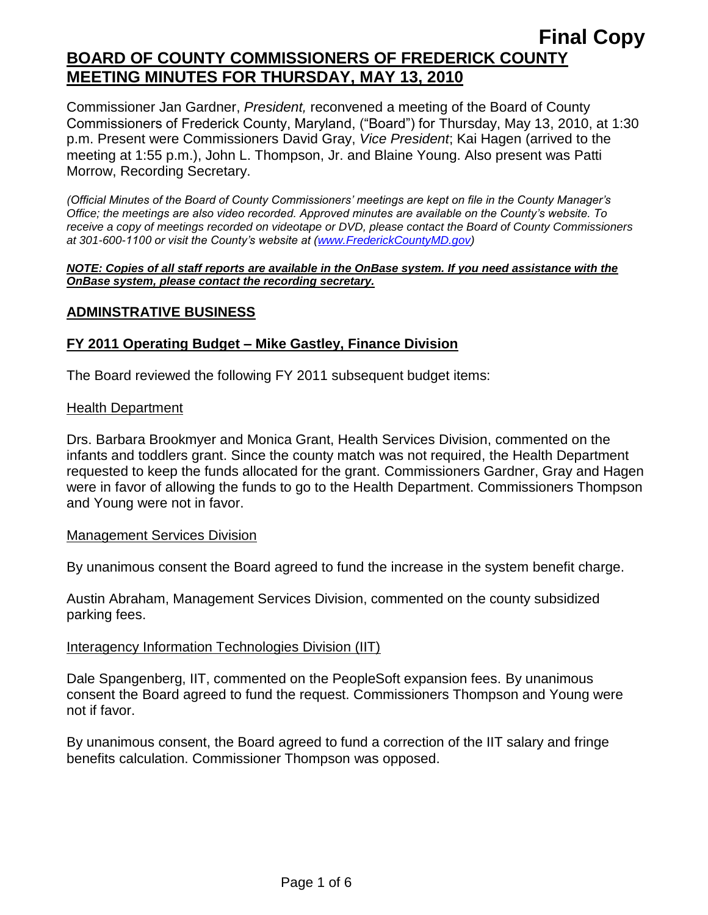**Final Copy**

# BOARD OF COUNTY COMMISSIONERS OF FREDERICK COUNTY MEETING MINUTES FOR THURSDAY, MAY 13, 2010

Commissioner Jan Gardner, *President,* reconvened a meeting of the Board of County Commissioners of Frederick County, Maryland, ("Board") for Thursday, May 13, 2010, at 1:30 p.m. Present were Commissioners David Gray, *Vice President*; Kai Hagen (arrived to the meeting at 1:55 p.m.), John L. Thompson, Jr. and Blaine Young. Also present was Patti Morrow, Recording Secretary.

*(Official Minutes of the Board of County Commissioners' meetings are kept on file in the County Manager's Office; the meetings are also video recorded. Approved minutes are available on the County's website. To receive a copy of meetings recorded on videotape or DVD, please contact the Board of County Commissioners at 301-600-1100 or visit the County's website at (www.FrederickCountyMD.gov)*

***NOTE: Copies of all staff reports are available in the OnBase system. If you need assistance with the OnBase system, please contact the recording secretary.***

## ADMINSTRATIVE BUSINESS

### FY 2011 Operating Budget – Mike Gastley, Finance Division

The Board reviewed the following FY 2011 subsequent budget items:

Health Department

Drs. Barbara Brookmyer and Monica Grant, Health Services Division, commented on the infants and toddlers grant. Since the county match was not required, the Health Department requested to keep the funds allocated for the grant. Commissioners Gardner, Gray and Hagen were in favor of allowing the funds to go to the Health Department. Commissioners Thompson and Young were not in favor.

Management Services Division

By unanimous consent the Board agreed to fund the increase in the system benefit charge.

Austin Abraham, Management Services Division, commented on the county subsidized parking fees.

Interagency Information Technologies Division (IIT)

Dale Spangenberg, IIT, commented on the PeopleSoft expansion fees. By unanimous consent the Board agreed to fund the request. Commissioners Thompson and Young were not if favor.

By unanimous consent, the Board agreed to fund a correction of the IIT salary and fringe benefits calculation. Commissioner Thompson was opposed.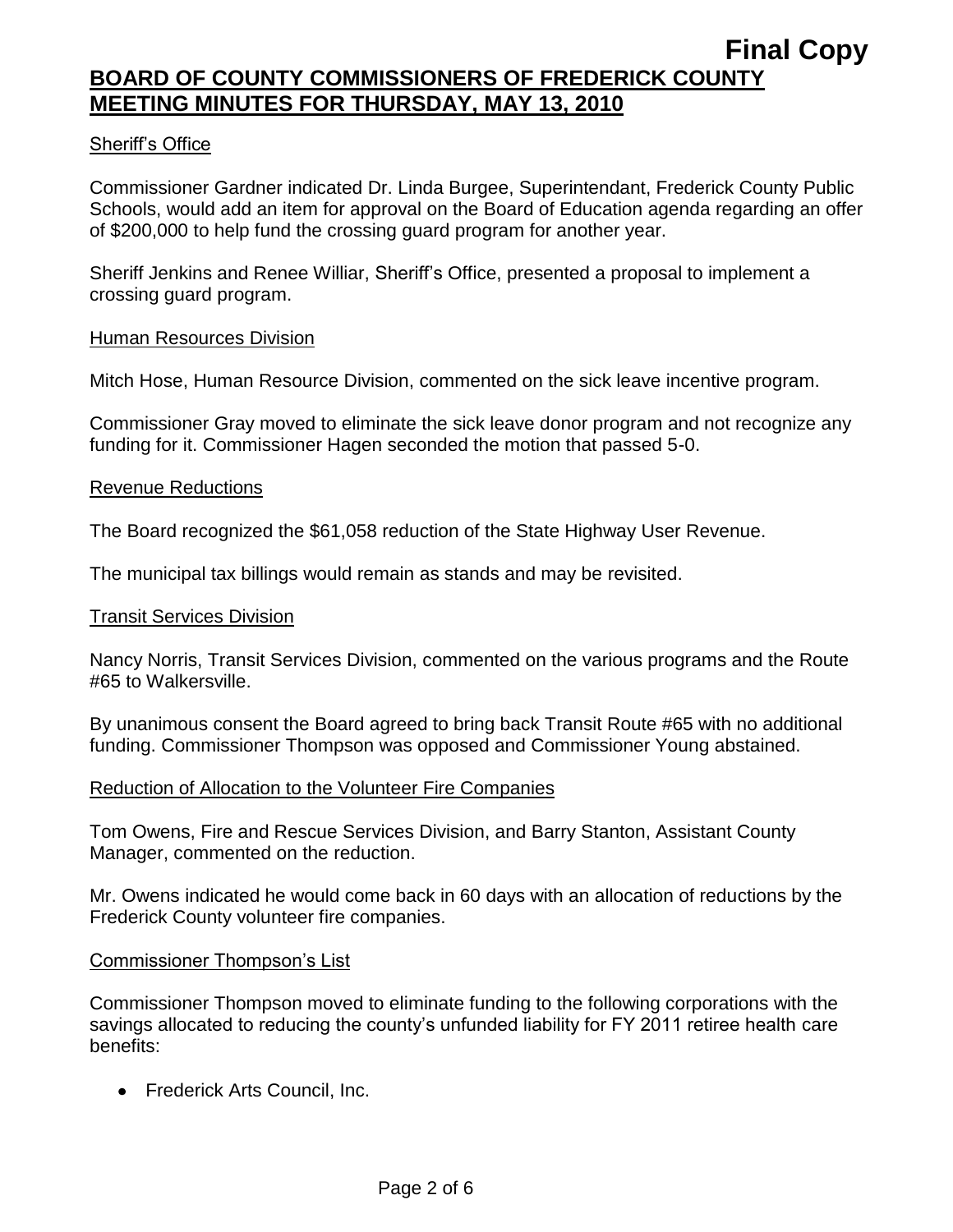## Sheriff's Office

Commissioner Gardner indicated Dr. Linda Burgee, Superintendant, Frederick County Public Schools, would add an item for approval on the Board of Education agenda regarding an offer of $200,000 to help fund the crossing guard program for another year.

Sheriff Jenkins and Renee Williar, Sheriff's Office, presented a proposal to implement a crossing guard program.

## Human Resources Division

Mitch Hose, Human Resource Division, commented on the sick leave incentive program.

Commissioner Gray moved to eliminate the sick leave donor program and not recognize any funding for it. Commissioner Hagen seconded the motion that passed 5-0.

## Revenue Reductions

The Board recognized the $61,058 reduction of the State Highway User Revenue.

The municipal tax billings would remain as stands and may be revisited.

## Transit Services Division

Nancy Norris, Transit Services Division, commented on the various programs and the Route #65 to Walkersville.

By unanimous consent the Board agreed to bring back Transit Route #65 with no additional funding. Commissioner Thompson was opposed and Commissioner Young abstained.

## Reduction of Allocation to the Volunteer Fire Companies

Tom Owens, Fire and Rescue Services Division, and Barry Stanton, Assistant County Manager, commented on the reduction.

Mr. Owens indicated he would come back in 60 days with an allocation of reductions by the Frederick County volunteer fire companies.

## Commissioner Thompson's List

Commissioner Thompson moved to eliminate funding to the following corporations with the savings allocated to reducing the county's unfunded liability for FY 2011 retiree health care benefits:

- Frederick Arts Council, Inc.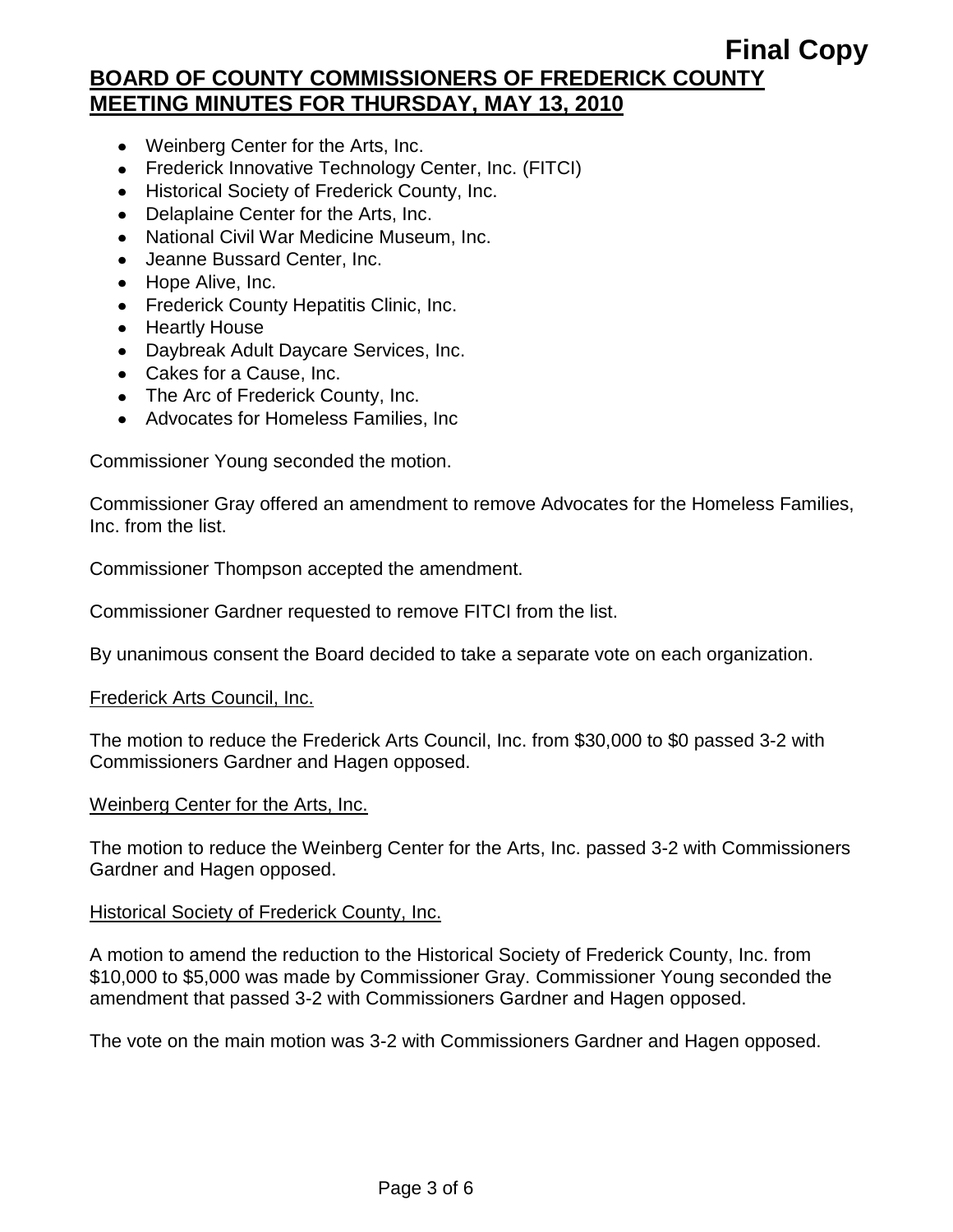- Weinberg Center for the Arts, Inc.
- Frederick Innovative Technology Center, Inc. (FITCI)
- Historical Society of Frederick County, Inc.
- Delaplaine Center for the Arts, Inc.
- National Civil War Medicine Museum, Inc.
- Jeanne Bussard Center, Inc.
- Hope Alive, Inc.
- Frederick County Hepatitis Clinic, Inc.
- Heartly House
- Daybreak Adult Daycare Services, Inc.
- Cakes for a Cause, Inc.
- The Arc of Frederick County, Inc.
- Advocates for Homeless Families, Inc

Commissioner Young seconded the motion.

Commissioner Gray offered an amendment to remove Advocates for the Homeless Families, Inc. from the list.

Commissioner Thompson accepted the amendment.

Commissioner Gardner requested to remove FITCI from the list.

By unanimous consent the Board decided to take a separate vote on each organization.

Frederick Arts Council, Inc.

The motion to reduce the Frederick Arts Council, Inc. from $30,000 to $0 passed 3-2 with Commissioners Gardner and Hagen opposed.

Weinberg Center for the Arts, Inc.

The motion to reduce the Weinberg Center for the Arts, Inc. passed 3-2 with Commissioners Gardner and Hagen opposed.

Historical Society of Frederick County, Inc.

A motion to amend the reduction to the Historical Society of Frederick County, Inc. from $10,000 to $5,000 was made by Commissioner Gray. Commissioner Young seconded the amendment that passed 3-2 with Commissioners Gardner and Hagen opposed.

The vote on the main motion was 3-2 with Commissioners Gardner and Hagen opposed.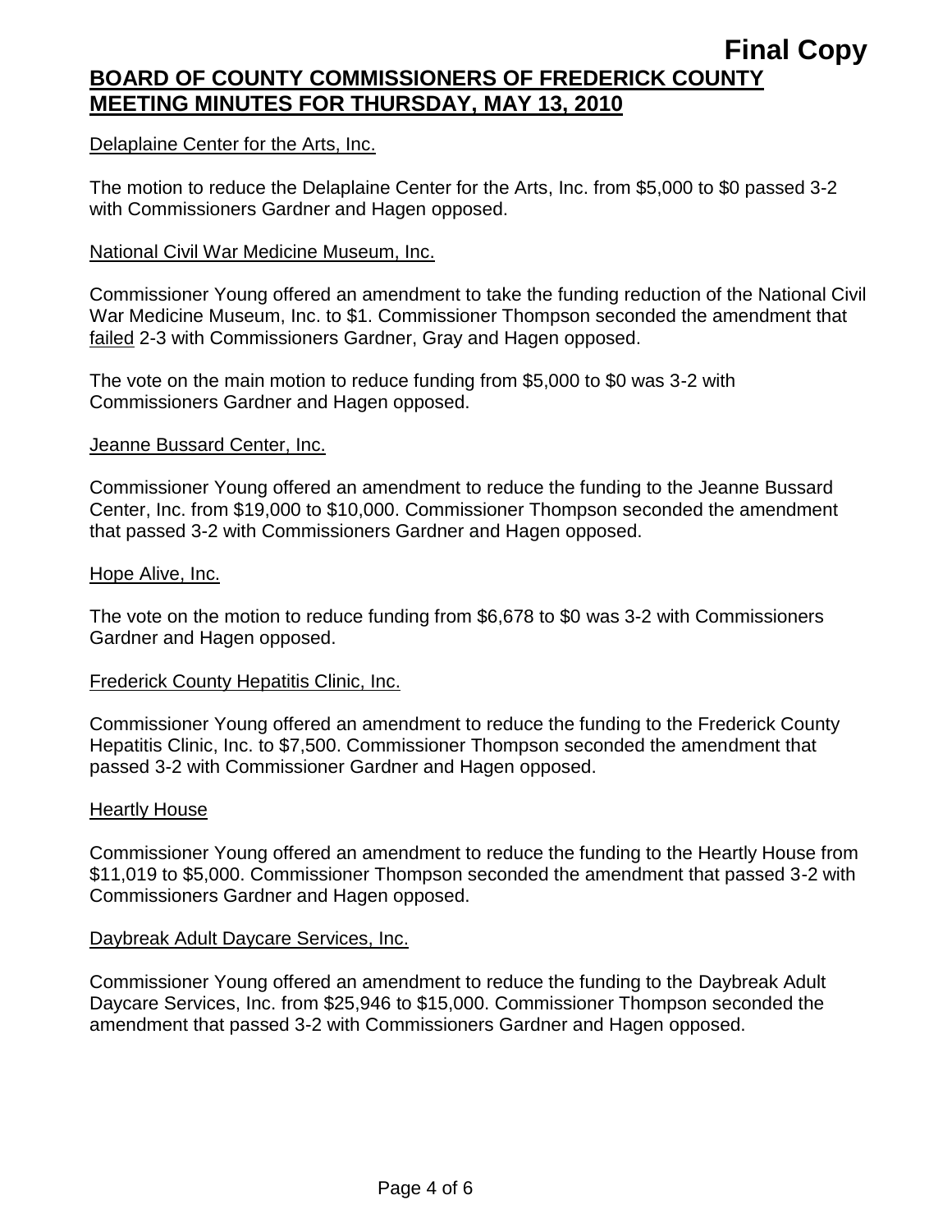Delaplaine Center for the Arts, Inc.

The motion to reduce the Delaplaine Center for the Arts, Inc. from $5,000 to $0 passed 3-2 with Commissioners Gardner and Hagen opposed.

National Civil War Medicine Museum, Inc.

Commissioner Young offered an amendment to take the funding reduction of the National Civil War Medicine Museum, Inc. to $1. Commissioner Thompson seconded the amendment that failed 2-3 with Commissioners Gardner, Gray and Hagen opposed.

The vote on the main motion to reduce funding from $5,000 to $0 was 3-2 with Commissioners Gardner and Hagen opposed.

Jeanne Bussard Center, Inc.

Commissioner Young offered an amendment to reduce the funding to the Jeanne Bussard Center, Inc. from $19,000 to $10,000. Commissioner Thompson seconded the amendment that passed 3-2 with Commissioners Gardner and Hagen opposed.

Hope Alive, Inc.

The vote on the motion to reduce funding from $6,678 to $0 was 3-2 with Commissioners Gardner and Hagen opposed.

Frederick County Hepatitis Clinic, Inc.

Commissioner Young offered an amendment to reduce the funding to the Frederick County Hepatitis Clinic, Inc. to $7,500. Commissioner Thompson seconded the amendment that passed 3-2 with Commissioner Gardner and Hagen opposed.

Heartly House

Commissioner Young offered an amendment to reduce the funding to the Heartly House from $11,019 to $5,000. Commissioner Thompson seconded the amendment that passed 3-2 with Commissioners Gardner and Hagen opposed.

Daybreak Adult Daycare Services, Inc.

Commissioner Young offered an amendment to reduce the funding to the Daybreak Adult Daycare Services, Inc. from $25,946 to $15,000. Commissioner Thompson seconded the amendment that passed 3-2 with Commissioners Gardner and Hagen opposed.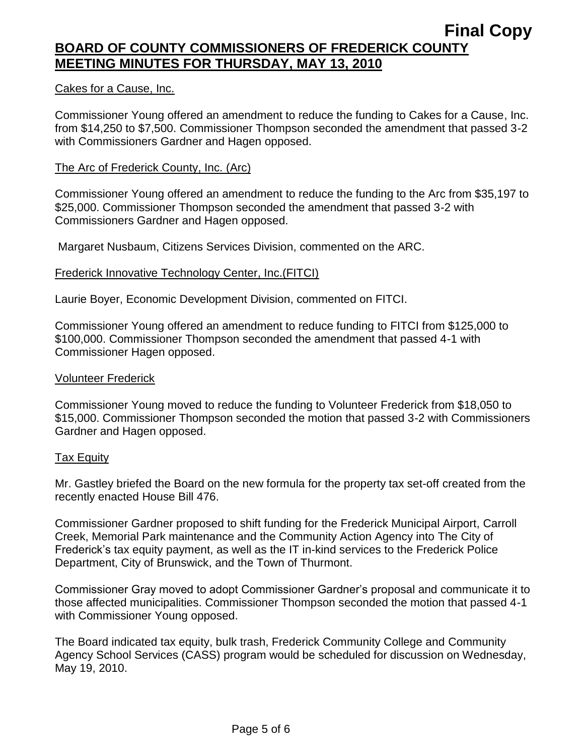Cakes for a Cause, Inc.

Commissioner Young offered an amendment to reduce the funding to Cakes for a Cause, Inc. from $14,250 to $7,500. Commissioner Thompson seconded the amendment that passed 3-2 with Commissioners Gardner and Hagen opposed.

The Arc of Frederick County, Inc. (Arc)

Commissioner Young offered an amendment to reduce the funding to the Arc from $35,197 to $25,000. Commissioner Thompson seconded the amendment that passed 3-2 with Commissioners Gardner and Hagen opposed.

Margaret Nusbaum, Citizens Services Division, commented on the ARC.

Frederick Innovative Technology Center, Inc.(FITCI)

Laurie Boyer, Economic Development Division, commented on FITCI.

Commissioner Young offered an amendment to reduce funding to FITCI from $125,000 to $100,000. Commissioner Thompson seconded the amendment that passed 4-1 with Commissioner Hagen opposed.

Volunteer Frederick

Commissioner Young moved to reduce the funding to Volunteer Frederick from $18,050 to $15,000. Commissioner Thompson seconded the motion that passed 3-2 with Commissioners Gardner and Hagen opposed.

Tax Equity

Mr. Gastley briefed the Board on the new formula for the property tax set-off created from the recently enacted House Bill 476.

Commissioner Gardner proposed to shift funding for the Frederick Municipal Airport, Carroll Creek, Memorial Park maintenance and the Community Action Agency into The City of Frederick's tax equity payment, as well as the IT in-kind services to the Frederick Police Department, City of Brunswick, and the Town of Thurmont.

Commissioner Gray moved to adopt Commissioner Gardner's proposal and communicate it to those affected municipalities. Commissioner Thompson seconded the motion that passed 4-1 with Commissioner Young opposed.

The Board indicated tax equity, bulk trash, Frederick Community College and Community Agency School Services (CASS) program would be scheduled for discussion on Wednesday, May 19, 2010.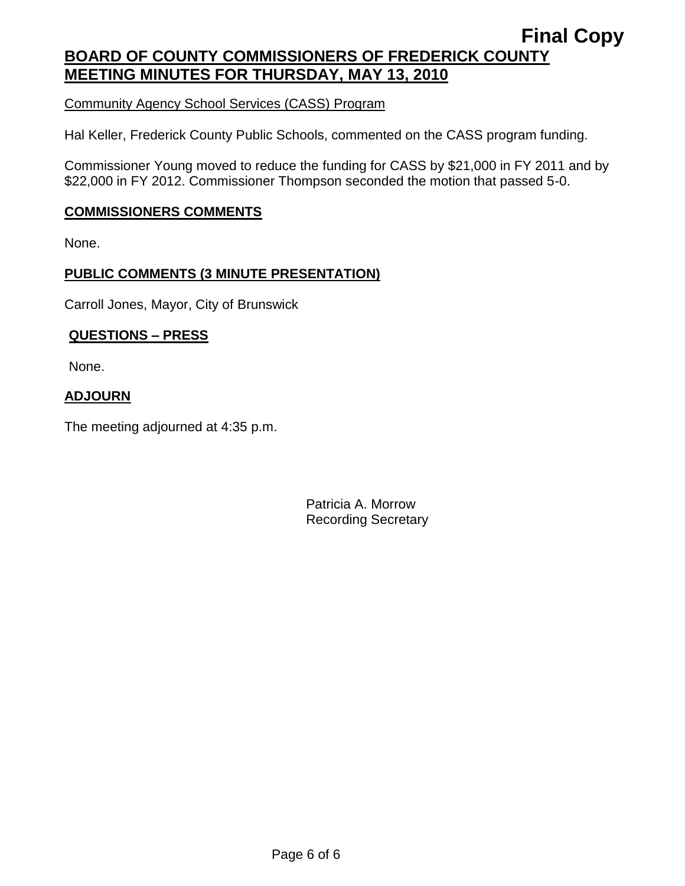Community Agency School Services (CASS) Program

Hal Keller, Frederick County Public Schools, commented on the CASS program funding.

Commissioner Young moved to reduce the funding for CASS by $21,000 in FY 2011 and by $22,000 in FY 2012. Commissioner Thompson seconded the motion that passed 5-0.

## COMMISSIONERS COMMENTS

None.

## PUBLIC COMMENTS (3 MINUTE PRESENTATION)

Carroll Jones, Mayor, City of Brunswick

## QUESTIONS – PRESS

None.

## ADJOURN

The meeting adjourned at 4:35 p.m.

Patricia A. Morrow
Recording Secretary